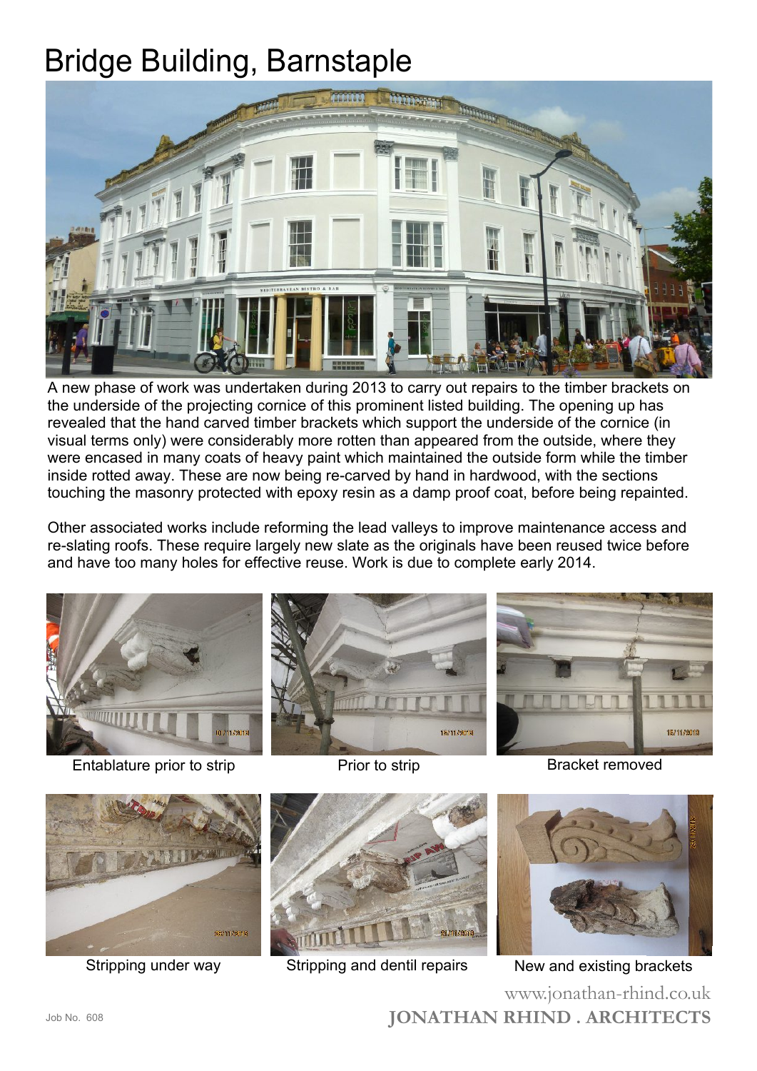# Bridge Building, Barnstaple

A new phase of work was undertaken during 2013 to carry out repairs to the timber brackets on the underside of the projecting cornice of this prominent listed building. The opening up has revealed that the hand carved timber brackets which support the underside of the cornice (in visual terms only) were considerably more rotten than appeared from the outside, where they were encased in many coats of heavy paint which maintained the outside form while the timber inside rotted away. These are now being re-carved by hand in hardwood, with the sections touching the masonry protected with epoxy resin as a damp proof coat, before being repainted.

Other associated works include reforming the lead valleys to improve maintenance access and re-slating roofs. These require largely new slate as the originals have been reused twice before and have too many holes for effective reuse. Work is due to complete early 2014.

Entablature prior to strip

Prior to strip

Bracket removed

Stripping under way

Stripping and dentil repairs

New and existing brackets

www.jonathan-rhind.co.uk

**JONATHAN RHIND . ARCHITECTS**

Job No. 608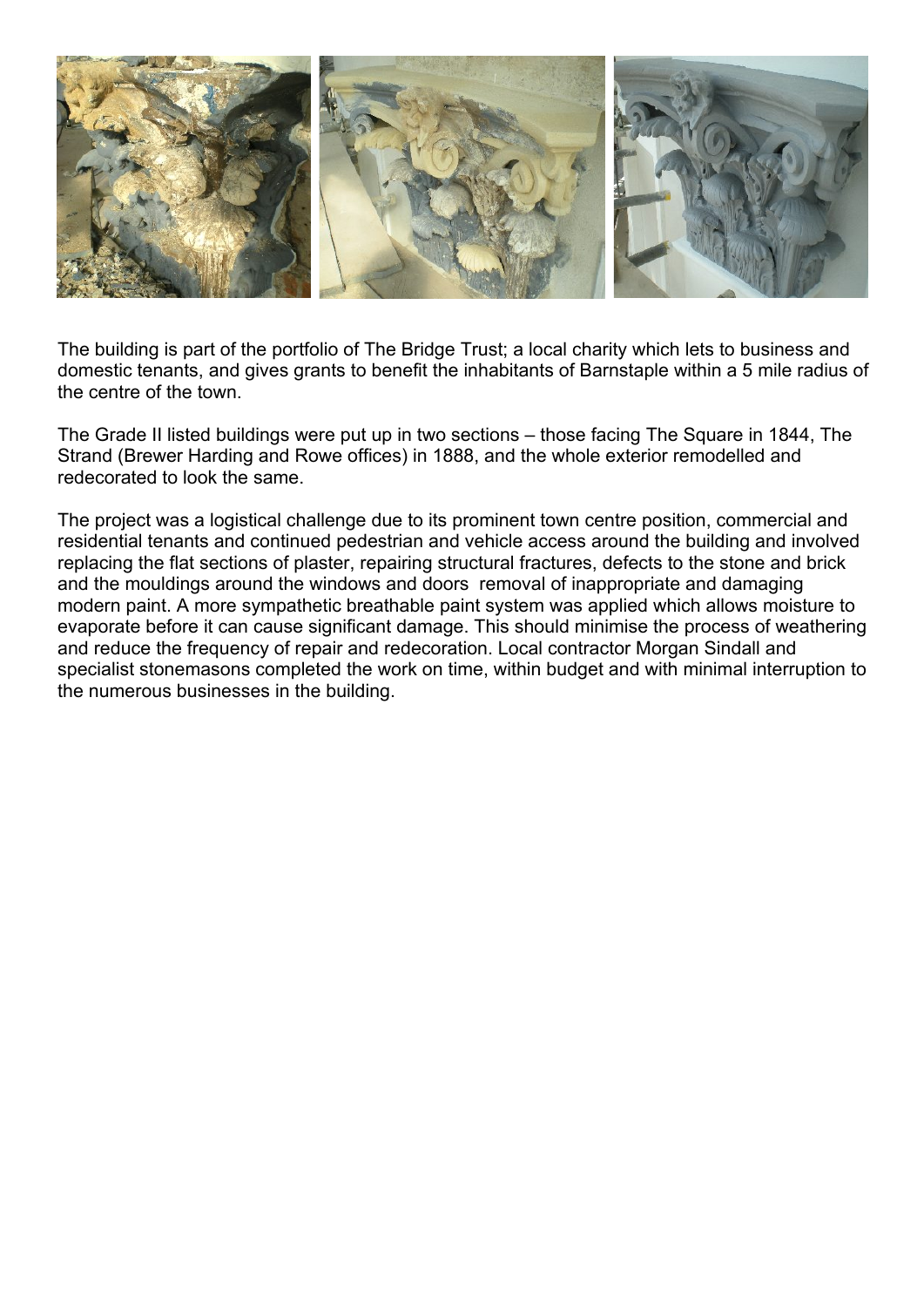The building is part of the portfolio of The Bridge Trust; a local charity which lets to business and domestic tenants, and gives grants to benefit the inhabitants of Barnstaple within a 5 mile radius of the centre of the town.

The Grade II listed buildings were put up in two sections – those facing The Square in 1844, The Strand (Brewer Harding and Rowe offices) in 1888, and the whole exterior remodelled and redecorated to look the same.

The project was a logistical challenge due to its prominent town centre position, commercial and residential tenants and continued pedestrian and vehicle access around the building and involved replacing the flat sections of plaster, repairing structural fractures, defects to the stone and brick and the mouldings around the windows and doors  removal of inappropriate and damaging modern paint. A more sympathetic breathable paint system was applied which allows moisture to evaporate before it can cause significant damage. This should minimise the process of weathering and reduce the frequency of repair and redecoration. Local contractor Morgan Sindall and specialist stonemasons completed the work on time, within budget and with minimal interruption to the numerous businesses in the building.